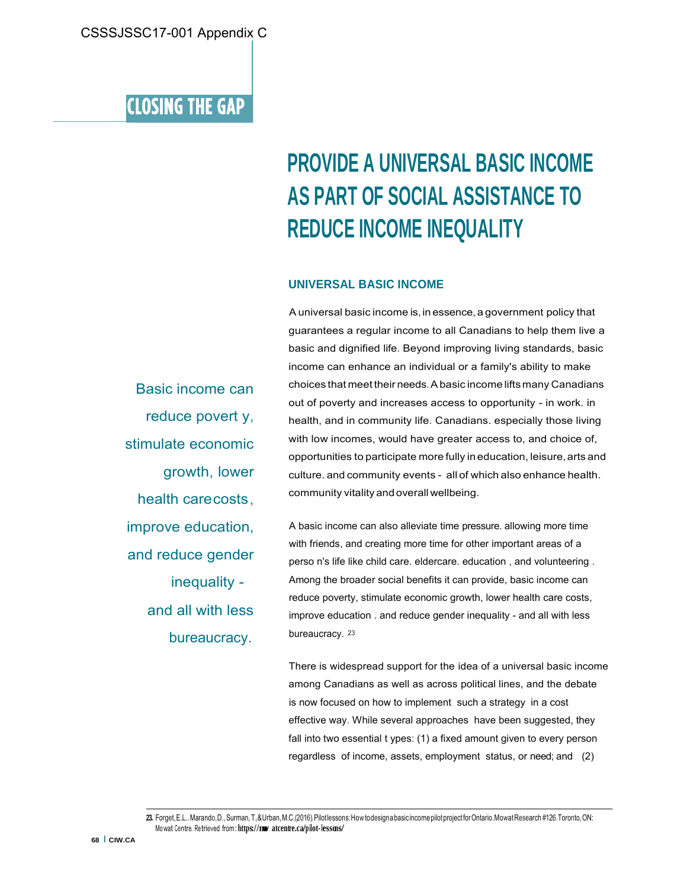CSSSJSSC17-001 Appendix C

## CLOSING THE GAP

# PROVIDE A UNIVERSAL BASIC INCOME AS PART OF SOCIAL ASSISTANCE TO REDUCE INCOME INEQUALITY

### UNIVERSAL BASIC INCOME

A universal basic income is, in essence, a government policy that guarantees a regular income to all Canadians to help them live a basic and dignified life. Beyond improving living standards, basic income can enhance an individual or a family's ability to make choices that meet their needs. A basic income lifts many Canadians out of poverty and increases access to opportunity - in work. in health, and in community life. Canadians. especially those living with low incomes, would have greater access to, and choice of, opportunities to participate more fully in education, leisure, arts and culture. and community events - all of which also enhance health. community vitality and overall wellbeing.

> Basic income can reduce poverty, stimulate economic growth, lower health care costs, improve education, and reduce gender inequality - and all with less bureaucracy.

A basic income can also alleviate time pressure. allowing more time with friends, and creating more time for other important areas of a person's life like child care. eldercare. education, and volunteering. Among the broader social benefits it can provide, basic income can reduce poverty, stimulate economic growth, lower health care costs, improve education. and reduce gender inequality - and all with less bureaucracy.[23]

There is widespread support for the idea of a universal basic income among Canadians as well as across political lines, and the debate is now focused on how to implement such a strategy in a cost effective way. While several approaches have been suggested, they fall into two essential types: (1) a fixed amount given to every person regardless of income, assets, employment status, or need; and (2)

23. Forget, E.L.. Marando, D., Surman, T., & Urban, M.C. (2016). Pilot lessons: How to design a basic income pilot project for Ontario. Mowat Research #126. Toronto, ON: Mowat Centre. Retrieved from: https://mowatcentre.ca/pilot-lessons/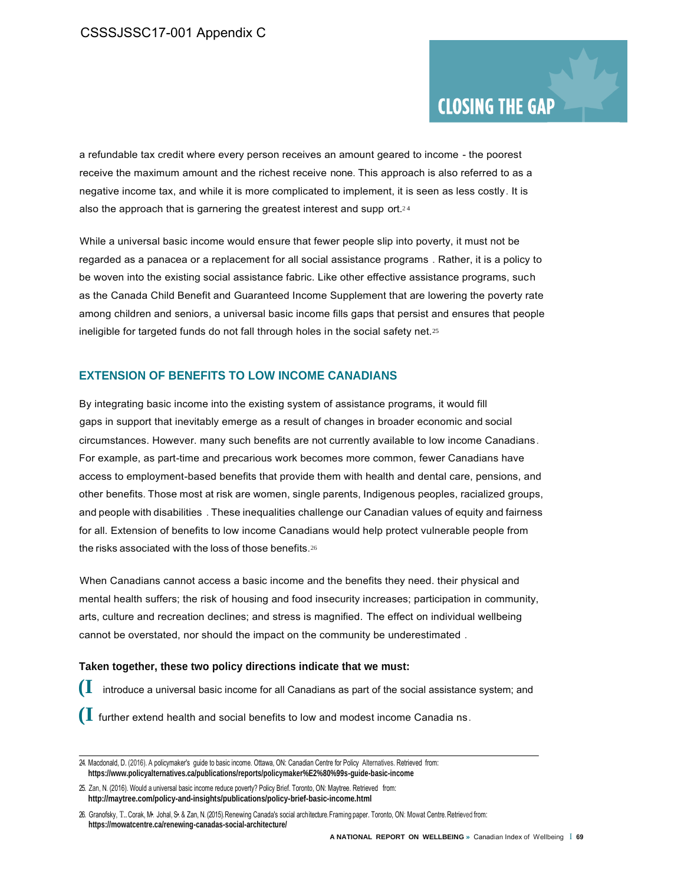a refundable tax credit where every person receives an amount geared to income - the poorest receive the maximum amount and the richest receive none. This approach is also referred to as a negative income tax, and while it is more complicated to implement, it is seen as less costly. It is also the approach that is garnering the greatest interest and support.[24]

While a universal basic income would ensure that fewer people slip into poverty, it must not be regarded as a panacea or a replacement for all social assistance programs. Rather, it is a policy to be woven into the existing social assistance fabric. Like other effective assistance programs, such as the Canada Child Benefit and Guaranteed Income Supplement that are lowering the poverty rate among children and seniors, a universal basic income fills gaps that persist and ensures that people ineligible for targeted funds do not fall through holes in the social safety net.[25]

## EXTENSION OF BENEFITS TO LOW INCOME CANADIANS

By integrating basic income into the existing system of assistance programs, it would fill gaps in support that inevitably emerge as a result of changes in broader economic and social circumstances. However. many such benefits are not currently available to low income Canadians. For example, as part-time and precarious work becomes more common, fewer Canadians have access to employment-based benefits that provide them with health and dental care, pensions, and other benefits. Those most at risk are women, single parents, Indigenous peoples, racialized groups, and people with disabilities. These inequalities challenge our Canadian values of equity and fairness for all. Extension of benefits to low income Canadians would help protect vulnerable people from the risks associated with the loss of those benefits.[26]

When Canadians cannot access a basic income and the benefits they need. their physical and mental health suffers; the risk of housing and food insecurity increases; participation in community, arts, culture and recreation declines; and stress is magnified. The effect on individual wellbeing cannot be overstated, nor should the impact on the community be underestimated.

**Taken together, these two policy directions indicate that we must:**

- introduce a universal basic income for all Canadians as part of the social assistance system; and
- further extend health and social benefits to low and modest income Canadians.

---

24. Macdonald, D. (2016). A policymaker's guide to basic income. Ottawa, ON: Canadian Centre for Policy Alternatives. Retrieved from: **https://www.policyalternatives.ca/publications/reports/policymaker%E2%80%99s-guide-basic-income**

25. Zan, N. (2016). Would a universal basic income reduce poverty? Policy Brief. Toronto, ON: Maytree. Retrieved from: **http://maytree.com/policy-and-insights/publications/policy-brief-basic-income.html**

26. Granofsky, T., Corak, M., Johal, S. & Zan, N. (2015). Renewing Canada's social architecture. Framing paper. Toronto, ON: Mowat Centre. Retrieved from: **https://mowatcentre.ca/renewing-canadas-social-architecture/**